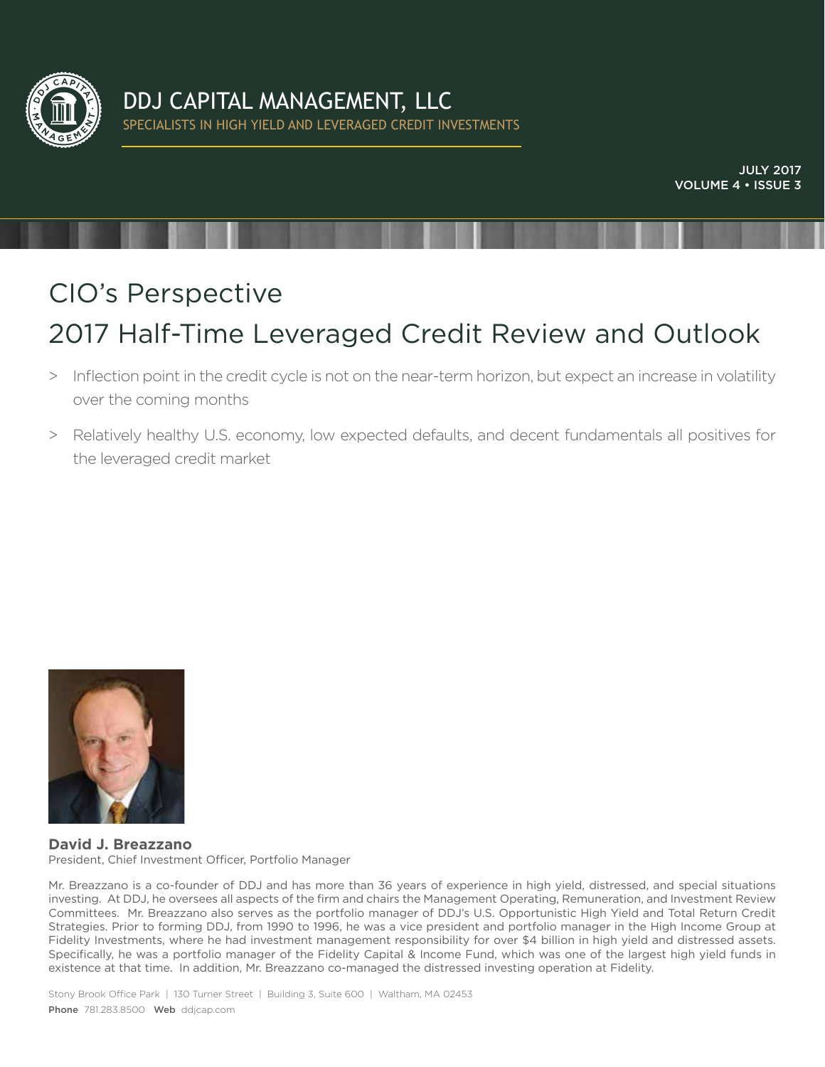# DDJ CAPITAL MANAGEMENT, LLC

SPECIALISTS IN HIGH YIELD AND LEVERAGED CREDIT INVESTMENTS

JULY 2017
VOLUME 4 • ISSUE 3

## CIO's Perspective

## 2017 Half-Time Leveraged Credit Review and Outlook

> Inflection point in the credit cycle is not on the near-term horizon, but expect an increase in volatility over the coming months

> Relatively healthy U.S. economy, low expected defaults, and decent fundamentals all positives for the leveraged credit market

**David J. Breazzano**
President, Chief Investment Officer, Portfolio Manager

Mr. Breazzano is a co-founder of DDJ and has more than 36 years of experience in high yield, distressed, and special situations investing. At DDJ, he oversees all aspects of the firm and chairs the Management Operating, Remuneration, and Investment Review Committees. Mr. Breazzano also serves as the portfolio manager of DDJ's U.S. Opportunistic High Yield and Total Return Credit Strategies. Prior to forming DDJ, from 1990 to 1996, he was a vice president and portfolio manager in the High Income Group at Fidelity Investments, where he had investment management responsibility for over $4 billion in high yield and distressed assets. Specifically, he was a portfolio manager of the Fidelity Capital & Income Fund, which was one of the largest high yield funds in existence at that time. In addition, Mr. Breazzano co-managed the distressed investing operation at Fidelity.

Stony Brook Office Park | 130 Turner Street | Building 3, Suite 600 | Waltham, MA 02453
**Phone** 781.283.8500 **Web** ddjcap.com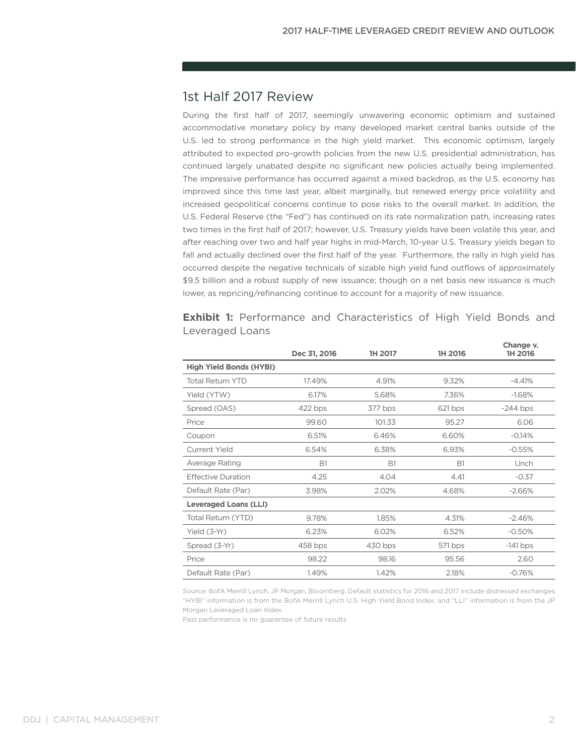## 1st Half 2017 Review

During the first half of 2017, seemingly unwavering economic optimism and sustained accommodative monetary policy by many developed market central banks outside of the U.S. led to strong performance in the high yield market. This economic optimism, largely attributed to expected pro-growth policies from the new U.S. presidential administration, has continued largely unabated despite no significant new policies actually being implemented. The impressive performance has occurred against a mixed backdrop, as the U.S. economy has improved since this time last year, albeit marginally, but renewed energy price volatility and increased geopolitical concerns continue to pose risks to the overall market. In addition, the U.S. Federal Reserve (the "Fed") has continued on its rate normalization path, increasing rates two times in the first half of 2017; however, U.S. Treasury yields have been volatile this year, and after reaching over two and half year highs in mid-March, 10-year U.S. Treasury yields began to fall and actually declined over the first half of the year. Furthermore, the rally in high yield has occurred despite the negative technicals of sizable high yield fund outflows of approximately $9.5 billion and a robust supply of new issuance; though on a net basis new issuance is much lower, as repricing/refinancing continue to account for a majority of new issuance.

**Exhibit 1:** Performance and Characteristics of High Yield Bonds and Leveraged Loans

| | Dec 31, 2016 | 1H 2017 | 1H 2016 | Change v. 1H 2016 |
|---|---|---|---|---|
| **High Yield Bonds (HYBI)** | | | | |
| Total Return YTD | 17.49% | 4.91% | 9.32% | -4.41% |
| Yield (YTW) | 6.17% | 5.68% | 7.36% | -1.68% |
| Spread (OAS) | 422 bps | 377 bps | 621 bps | -244 bps |
| Price | 99.60 | 101.33 | 95.27 | 6.06 |
| Coupon | 6.51% | 6.46% | 6.60% | -0.14% |
| Current Yield | 6.54% | 6.38% | 6.93% | -0.55% |
| Average Rating | B1 | B1 | B1 | Unch |
| Effective Duration | 4.25 | 4.04 | 4.41 | -0.37 |
| Default Rate (Par) | 3.98% | 2.02% | 4.68% | -2.66% |
| **Leveraged Loans (LLI)** | | | | |
| Total Return (YTD) | 9.78% | 1.85% | 4.31% | -2.46% |
| Yield (3-Yr) | 6.23% | 6.02% | 6.52% | -0.50% |
| Spread (3-Yr) | 458 bps | 430 bps | 571 bps | -141 bps |
| Price | 98.22 | 98.16 | 95.56 | 2.60 |
| Default Rate (Par) | 1.49% | 1.42% | 2.18% | -0.76% |

Source: BofA Merrill Lynch, JP Morgan, Bloomberg. Default statistics for 2016 and 2017 include distressed exchanges "HYBI" information is from the BofA Merrill Lynch U.S. High Yield Bond Index, and "LLI" information is from the JP Morgan Leveraged Loan Index.
Past performance is no guarantee of future results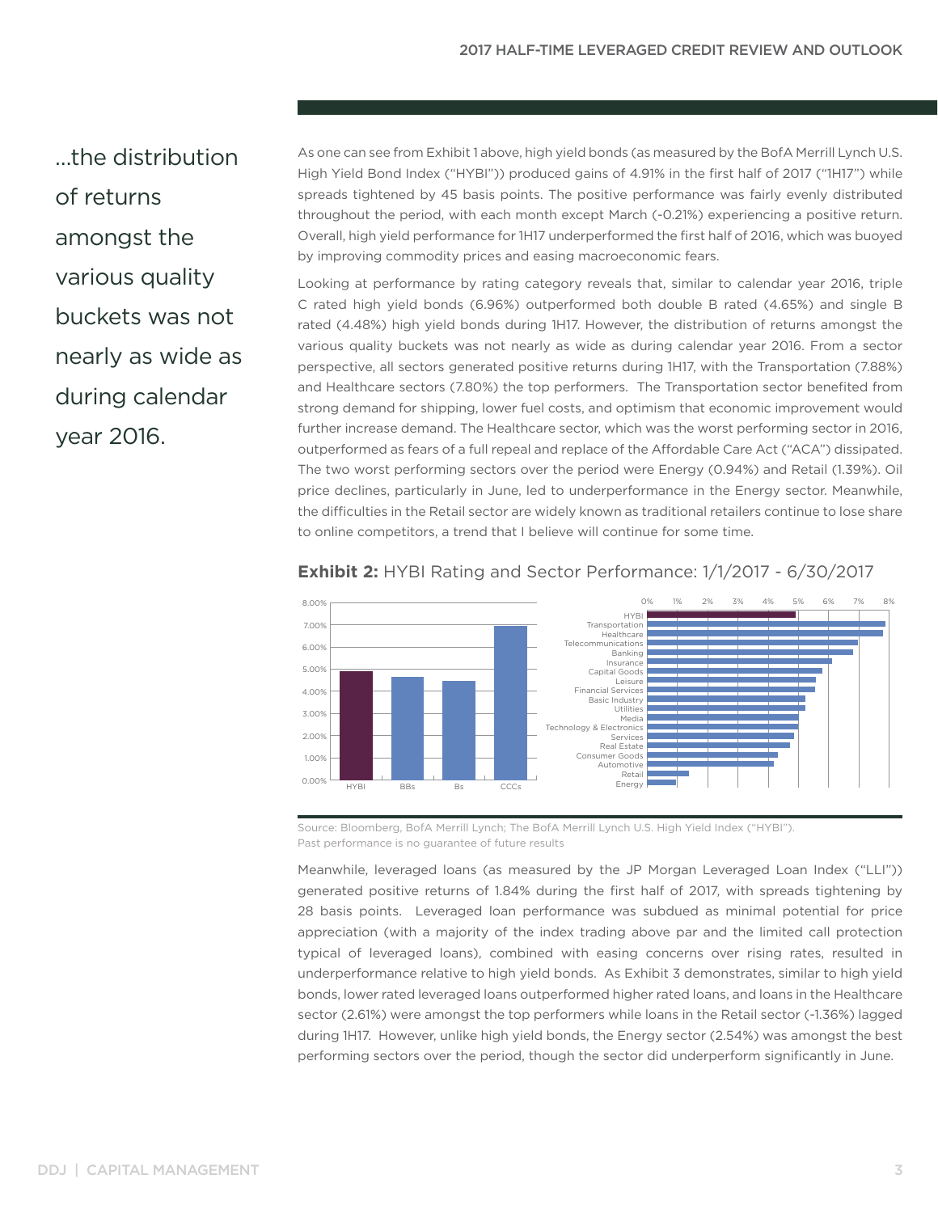...the distribution of returns amongst the various quality buckets was not nearly as wide as during calendar year 2016.

As one can see from Exhibit 1 above, high yield bonds (as measured by the BofA Merrill Lynch U.S. High Yield Bond Index ("HYBI")) produced gains of 4.91% in the first half of 2017 ("1H17") while spreads tightened by 45 basis points. The positive performance was fairly evenly distributed throughout the period, with each month except March (-0.21%) experiencing a positive return. Overall, high yield performance for 1H17 underperformed the first half of 2016, which was buoyed by improving commodity prices and easing macroeconomic fears.

Looking at performance by rating category reveals that, similar to calendar year 2016, triple C rated high yield bonds (6.96%) outperformed both double B rated (4.65%) and single B rated (4.48%) high yield bonds during 1H17. However, the distribution of returns amongst the various quality buckets was not nearly as wide as during calendar year 2016. From a sector perspective, all sectors generated positive returns during 1H17, with the Transportation (7.88%) and Healthcare sectors (7.80%) the top performers. The Transportation sector benefited from strong demand for shipping, lower fuel costs, and optimism that economic improvement would further increase demand. The Healthcare sector, which was the worst performing sector in 2016, outperformed as fears of a full repeal and replace of the Affordable Care Act ("ACA") dissipated. The two worst performing sectors over the period were Energy (0.94%) and Retail (1.39%). Oil price declines, particularly in June, led to underperformance in the Energy sector. Meanwhile, the difficulties in the Retail sector are widely known as traditional retailers continue to lose share to online competitors, a trend that I believe will continue for some time.

**Exhibit 2:** HYBI Rating and Sector Performance: 1/1/2017 - 6/30/2017

Source: Bloomberg, BofA Merrill Lynch; The BofA Merrill Lynch U.S. High Yield Index ("HYBI").
Past performance is no guarantee of future results

Meanwhile, leveraged loans (as measured by the JP Morgan Leveraged Loan Index ("LLI")) generated positive returns of 1.84% during the first half of 2017, with spreads tightening by 28 basis points. Leveraged loan performance was subdued as minimal potential for price appreciation (with a majority of the index trading above par and the limited call protection typical of leveraged loans), combined with easing concerns over rising rates, resulted in underperformance relative to high yield bonds. As Exhibit 3 demonstrates, similar to high yield bonds, lower rated leveraged loans outperformed higher rated loans, and loans in the Healthcare sector (2.61%) were amongst the top performers while loans in the Retail sector (-1.36%) lagged during 1H17. However, unlike high yield bonds, the Energy sector (2.54%) was amongst the best performing sectors over the period, though the sector did underperform significantly in June.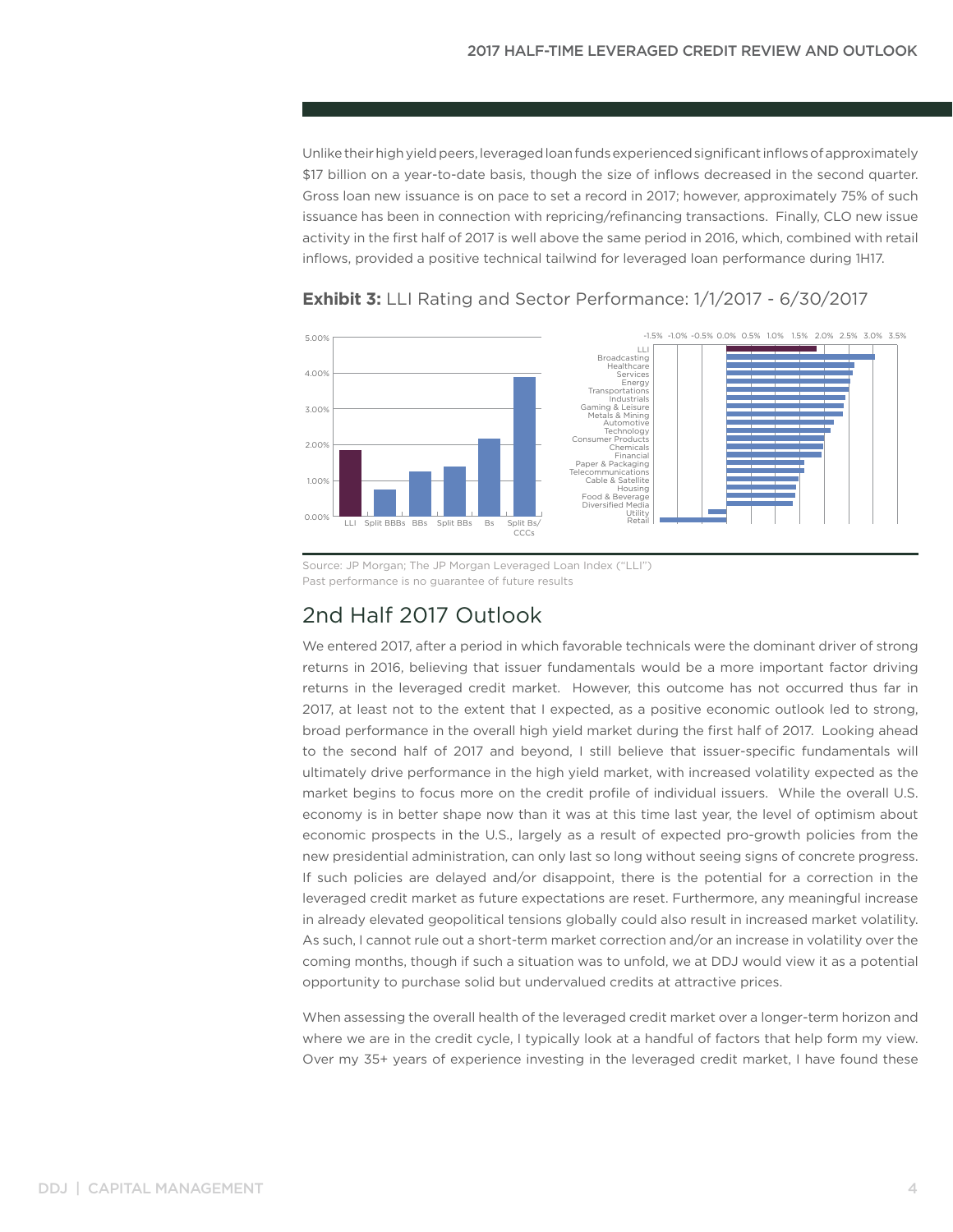Unlike their high yield peers, leveraged loan funds experienced significant inflows of approximately $17 billion on a year-to-date basis, though the size of inflows decreased in the second quarter. Gross loan new issuance is on pace to set a record in 2017; however, approximately 75% of such issuance has been in connection with repricing/refinancing transactions. Finally, CLO new issue activity in the first half of 2017 is well above the same period in 2016, which, combined with retail inflows, provided a positive technical tailwind for leveraged loan performance during 1H17.

**Exhibit 3:** LLI Rating and Sector Performance: 1/1/2017 - 6/30/2017

Source: JP Morgan; The JP Morgan Leveraged Loan Index ("LLI")
Past performance is no guarantee of future results

## 2nd Half 2017 Outlook

We entered 2017, after a period in which favorable technicals were the dominant driver of strong returns in 2016, believing that issuer fundamentals would be a more important factor driving returns in the leveraged credit market. However, this outcome has not occurred thus far in 2017, at least not to the extent that I expected, as a positive economic outlook led to strong, broad performance in the overall high yield market during the first half of 2017. Looking ahead to the second half of 2017 and beyond, I still believe that issuer-specific fundamentals will ultimately drive performance in the high yield market, with increased volatility expected as the market begins to focus more on the credit profile of individual issuers. While the overall U.S. economy is in better shape now than it was at this time last year, the level of optimism about economic prospects in the U.S., largely as a result of expected pro-growth policies from the new presidential administration, can only last so long without seeing signs of concrete progress. If such policies are delayed and/or disappoint, there is the potential for a correction in the leveraged credit market as future expectations are reset. Furthermore, any meaningful increase in already elevated geopolitical tensions globally could also result in increased market volatility. As such, I cannot rule out a short-term market correction and/or an increase in volatility over the coming months, though if such a situation was to unfold, we at DDJ would view it as a potential opportunity to purchase solid but undervalued credits at attractive prices.

When assessing the overall health of the leveraged credit market over a longer-term horizon and where we are in the credit cycle, I typically look at a handful of factors that help form my view. Over my 35+ years of experience investing in the leveraged credit market, I have found these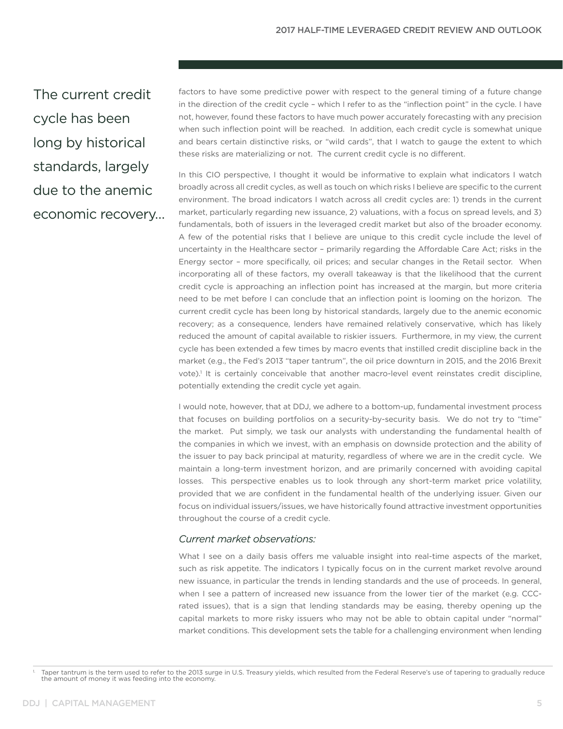> The current credit cycle has been long by historical standards, largely due to the anemic economic recovery...

factors to have some predictive power with respect to the general timing of a future change in the direction of the credit cycle – which I refer to as the "inflection point" in the cycle. I have not, however, found these factors to have much power accurately forecasting with any precision when such inflection point will be reached. In addition, each credit cycle is somewhat unique and bears certain distinctive risks, or "wild cards", that I watch to gauge the extent to which these risks are materializing or not. The current credit cycle is no different.

In this CIO perspective, I thought it would be informative to explain what indicators I watch broadly across all credit cycles, as well as touch on which risks I believe are specific to the current environment. The broad indicators I watch across all credit cycles are: 1) trends in the current market, particularly regarding new issuance, 2) valuations, with a focus on spread levels, and 3) fundamentals, both of issuers in the leveraged credit market but also of the broader economy. A few of the potential risks that I believe are unique to this credit cycle include the level of uncertainty in the Healthcare sector – primarily regarding the Affordable Care Act; risks in the Energy sector – more specifically, oil prices; and secular changes in the Retail sector. When incorporating all of these factors, my overall takeaway is that the likelihood that the current credit cycle is approaching an inflection point has increased at the margin, but more criteria need to be met before I can conclude that an inflection point is looming on the horizon. The current credit cycle has been long by historical standards, largely due to the anemic economic recovery; as a consequence, lenders have remained relatively conservative, which has likely reduced the amount of capital available to riskier issuers. Furthermore, in my view, the current cycle has been extended a few times by macro events that instilled credit discipline back in the market (e.g., the Fed's 2013 "taper tantrum", the oil price downturn in 2015, and the 2016 Brexit vote).[1] It is certainly conceivable that another macro-level event reinstates credit discipline, potentially extending the credit cycle yet again.

I would note, however, that at DDJ, we adhere to a bottom-up, fundamental investment process that focuses on building portfolios on a security-by-security basis. We do not try to "time" the market. Put simply, we task our analysts with understanding the fundamental health of the companies in which we invest, with an emphasis on downside protection and the ability of the issuer to pay back principal at maturity, regardless of where we are in the credit cycle. We maintain a long-term investment horizon, and are primarily concerned with avoiding capital losses. This perspective enables us to look through any short-term market price volatility, provided that we are confident in the fundamental health of the underlying issuer. Given our focus on individual issuers/issues, we have historically found attractive investment opportunities throughout the course of a credit cycle.

### *Current market observations:*

What I see on a daily basis offers me valuable insight into real-time aspects of the market, such as risk appetite. The indicators I typically focus on in the current market revolve around new issuance, in particular the trends in lending standards and the use of proceeds. In general, when I see a pattern of increased new issuance from the lower tier of the market (e.g. CCC-rated issues), that is a sign that lending standards may be easing, thereby opening up the capital markets to more risky issuers who may not be able to obtain capital under "normal" market conditions. This development sets the table for a challenging environment when lending

---

[1] Taper tantrum is the term used to refer to the 2013 surge in U.S. Treasury yields, which resulted from the Federal Reserve's use of tapering to gradually reduce the amount of money it was feeding into the economy.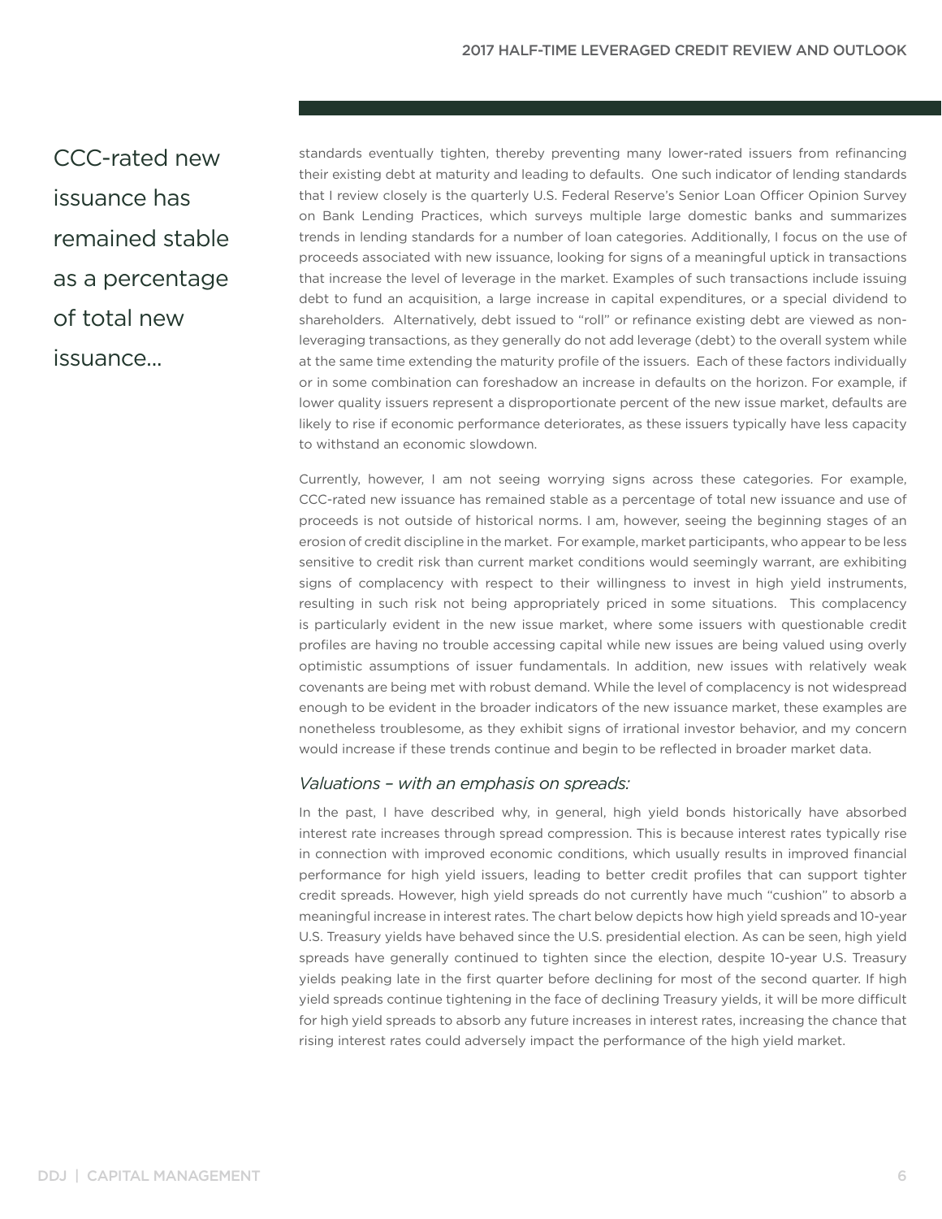CCC-rated new issuance has remained stable as a percentage of total new issuance...

standards eventually tighten, thereby preventing many lower-rated issuers from refinancing their existing debt at maturity and leading to defaults. One such indicator of lending standards that I review closely is the quarterly U.S. Federal Reserve's Senior Loan Officer Opinion Survey on Bank Lending Practices, which surveys multiple large domestic banks and summarizes trends in lending standards for a number of loan categories. Additionally, I focus on the use of proceeds associated with new issuance, looking for signs of a meaningful uptick in transactions that increase the level of leverage in the market. Examples of such transactions include issuing debt to fund an acquisition, a large increase in capital expenditures, or a special dividend to shareholders. Alternatively, debt issued to "roll" or refinance existing debt are viewed as non-leveraging transactions, as they generally do not add leverage (debt) to the overall system while at the same time extending the maturity profile of the issuers. Each of these factors individually or in some combination can foreshadow an increase in defaults on the horizon. For example, if lower quality issuers represent a disproportionate percent of the new issue market, defaults are likely to rise if economic performance deteriorates, as these issuers typically have less capacity to withstand an economic slowdown.

Currently, however, I am not seeing worrying signs across these categories. For example, CCC-rated new issuance has remained stable as a percentage of total new issuance and use of proceeds is not outside of historical norms. I am, however, seeing the beginning stages of an erosion of credit discipline in the market. For example, market participants, who appear to be less sensitive to credit risk than current market conditions would seemingly warrant, are exhibiting signs of complacency with respect to their willingness to invest in high yield instruments, resulting in such risk not being appropriately priced in some situations. This complacency is particularly evident in the new issue market, where some issuers with questionable credit profiles are having no trouble accessing capital while new issues are being valued using overly optimistic assumptions of issuer fundamentals. In addition, new issues with relatively weak covenants are being met with robust demand. While the level of complacency is not widespread enough to be evident in the broader indicators of the new issuance market, these examples are nonetheless troublesome, as they exhibit signs of irrational investor behavior, and my concern would increase if these trends continue and begin to be reflected in broader market data.

### *Valuations – with an emphasis on spreads:*

In the past, I have described why, in general, high yield bonds historically have absorbed interest rate increases through spread compression. This is because interest rates typically rise in connection with improved economic conditions, which usually results in improved financial performance for high yield issuers, leading to better credit profiles that can support tighter credit spreads. However, high yield spreads do not currently have much "cushion" to absorb a meaningful increase in interest rates. The chart below depicts how high yield spreads and 10-year U.S. Treasury yields have behaved since the U.S. presidential election. As can be seen, high yield spreads have generally continued to tighten since the election, despite 10-year U.S. Treasury yields peaking late in the first quarter before declining for most of the second quarter. If high yield spreads continue tightening in the face of declining Treasury yields, it will be more difficult for high yield spreads to absorb any future increases in interest rates, increasing the chance that rising interest rates could adversely impact the performance of the high yield market.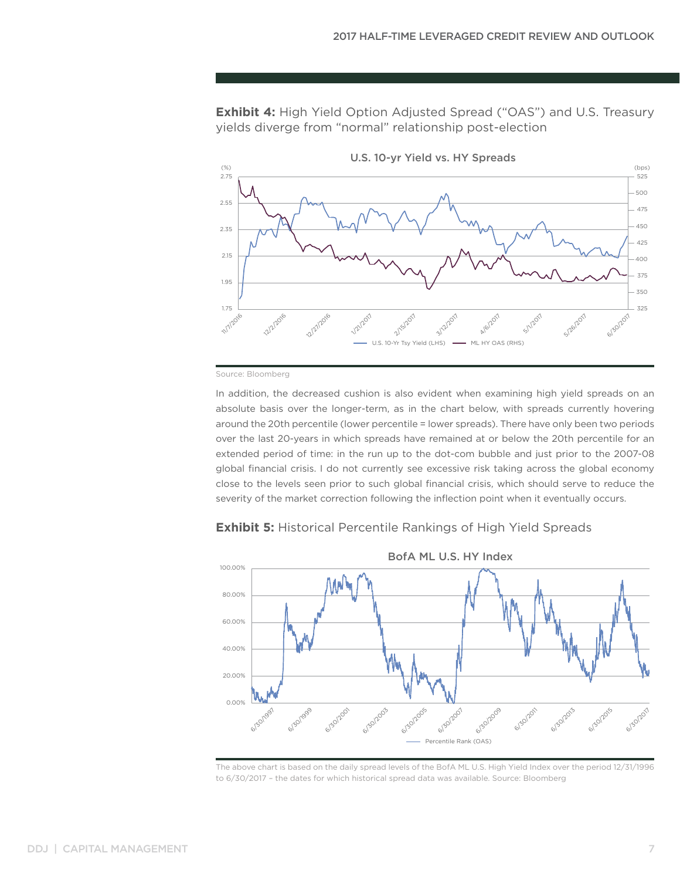**Exhibit 4:** High Yield Option Adjusted Spread ("OAS") and U.S. Treasury yields diverge from "normal" relationship post-election

Source: Bloomberg

In addition, the decreased cushion is also evident when examining high yield spreads on an absolute basis over the longer-term, as in the chart below, with spreads currently hovering around the 20th percentile (lower percentile = lower spreads). There have only been two periods over the last 20-years in which spreads have remained at or below the 20th percentile for an extended period of time: in the run up to the dot-com bubble and just prior to the 2007-08 global financial crisis. I do not currently see excessive risk taking across the global economy close to the levels seen prior to such global financial crisis, which should serve to reduce the severity of the market correction following the inflection point when it eventually occurs.

**Exhibit 5:** Historical Percentile Rankings of High Yield Spreads

The above chart is based on the daily spread levels of the BofA ML U.S. High Yield Index over the period 12/31/1996 to 6/30/2017 – the dates for which historical spread data was available. Source: Bloomberg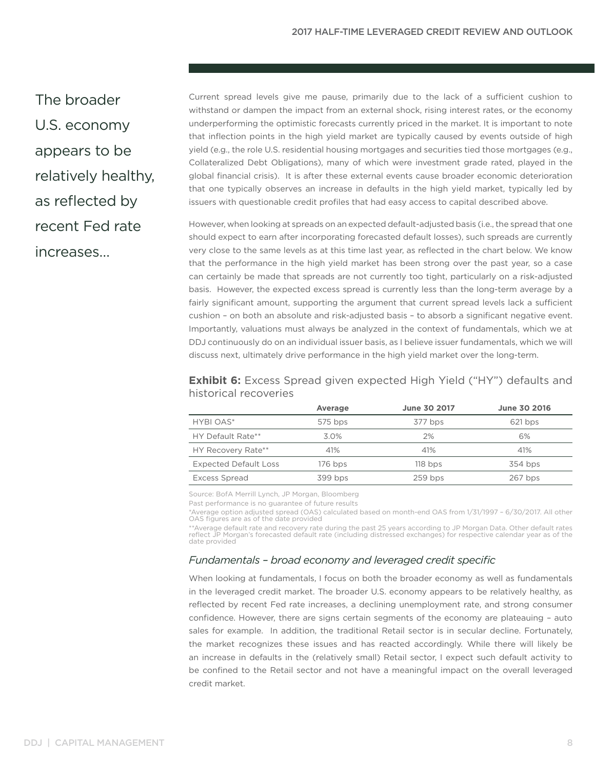The broader U.S. economy appears to be relatively healthy, as reflected by recent Fed rate increases...

Current spread levels give me pause, primarily due to the lack of a sufficient cushion to withstand or dampen the impact from an external shock, rising interest rates, or the economy underperforming the optimistic forecasts currently priced in the market. It is important to note that inflection points in the high yield market are typically caused by events outside of high yield (e.g., the role U.S. residential housing mortgages and securities tied those mortgages (e.g., Collateralized Debt Obligations), many of which were investment grade rated, played in the global financial crisis). It is after these external events cause broader economic deterioration that one typically observes an increase in defaults in the high yield market, typically led by issuers with questionable credit profiles that had easy access to capital described above.

However, when looking at spreads on an expected default-adjusted basis (i.e., the spread that one should expect to earn after incorporating forecasted default losses), such spreads are currently very close to the same levels as at this time last year, as reflected in the chart below. We know that the performance in the high yield market has been strong over the past year, so a case can certainly be made that spreads are not currently too tight, particularly on a risk-adjusted basis. However, the expected excess spread is currently less than the long-term average by a fairly significant amount, supporting the argument that current spread levels lack a sufficient cushion – on both an absolute and risk-adjusted basis – to absorb a significant negative event. Importantly, valuations must always be analyzed in the context of fundamentals, which we at DDJ continuously do on an individual issuer basis, as I believe issuer fundamentals, which we will discuss next, ultimately drive performance in the high yield market over the long-term.

**Exhibit 6:** Excess Spread given expected High Yield ("HY") defaults and historical recoveries

| | Average | June 30 2017 | June 30 2016 |
|---|---|---|---|
| HYBI OAS* | 575 bps | 377 bps | 621 bps |
| HY Default Rate** | 3.0% | 2% | 6% |
| HY Recovery Rate** | 41% | 41% | 41% |
| Expected Default Loss | 176 bps | 118 bps | 354 bps |
| Excess Spread | 399 bps | 259 bps | 267 bps |

Source: BofA Merrill Lynch, JP Morgan, Bloomberg

Past performance is no guarantee of future results

*Average option adjusted spread (OAS) calculated based on month-end OAS from 1/31/1997 – 6/30/2017. All other OAS figures are as of the date provided

**Average default rate and recovery rate during the past 25 years according to JP Morgan Data. Other default rates reflect JP Morgan's forecasted default rate (including distressed exchanges) for respective calendar year as of the date provided

### *Fundamentals – broad economy and leveraged credit specific*

When looking at fundamentals, I focus on both the broader economy as well as fundamentals in the leveraged credit market. The broader U.S. economy appears to be relatively healthy, as reflected by recent Fed rate increases, a declining unemployment rate, and strong consumer confidence. However, there are signs certain segments of the economy are plateauing – auto sales for example. In addition, the traditional Retail sector is in secular decline. Fortunately, the market recognizes these issues and has reacted accordingly. While there will likely be an increase in defaults in the (relatively small) Retail sector, I expect such default activity to be confined to the Retail sector and not have a meaningful impact on the overall leveraged credit market.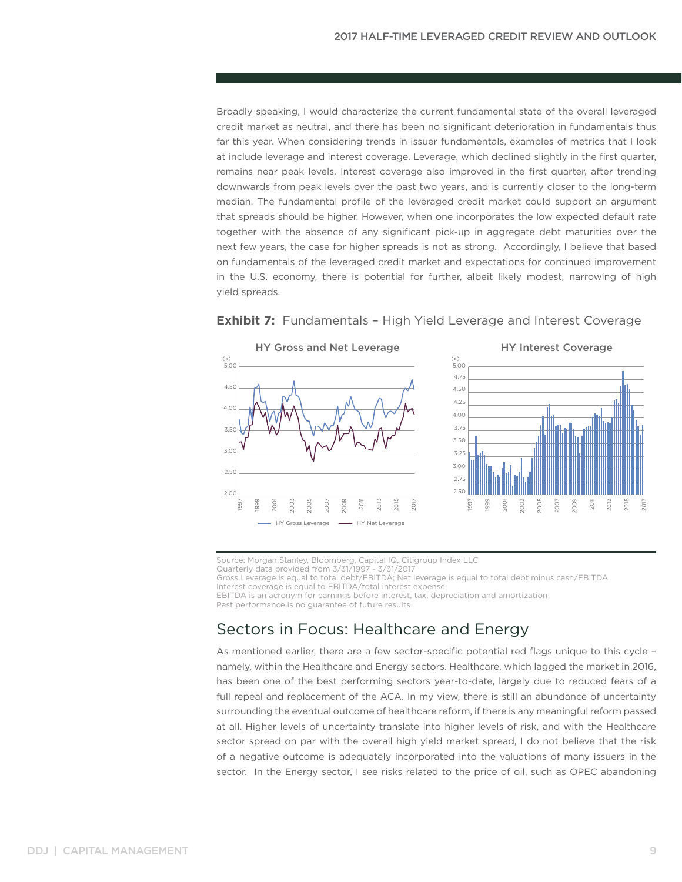Broadly speaking, I would characterize the current fundamental state of the overall leveraged credit market as neutral, and there has been no significant deterioration in fundamentals thus far this year. When considering trends in issuer fundamentals, examples of metrics that I look at include leverage and interest coverage. Leverage, which declined slightly in the first quarter, remains near peak levels. Interest coverage also improved in the first quarter, after trending downwards from peak levels over the past two years, and is currently closer to the long-term median. The fundamental profile of the leveraged credit market could support an argument that spreads should be higher. However, when one incorporates the low expected default rate together with the absence of any significant pick-up in aggregate debt maturities over the next few years, the case for higher spreads is not as strong. Accordingly, I believe that based on fundamentals of the leveraged credit market and expectations for continued improvement in the U.S. economy, there is potential for further, albeit likely modest, narrowing of high yield spreads.

**Exhibit 7:** Fundamentals – High Yield Leverage and Interest Coverage

Source: Morgan Stanley, Bloomberg, Capital IQ, Citigroup Index LLC
Quarterly data provided from 3/31/1997 - 3/31/2017
Gross Leverage is equal to total debt/EBITDA; Net leverage is equal to total debt minus cash/EBITDA
Interest coverage is equal to EBITDA/total interest expense
EBITDA is an acronym for earnings before interest, tax, depreciation and amortization
Past performance is no guarantee of future results

## Sectors in Focus: Healthcare and Energy

As mentioned earlier, there are a few sector-specific potential red flags unique to this cycle – namely, within the Healthcare and Energy sectors. Healthcare, which lagged the market in 2016, has been one of the best performing sectors year-to-date, largely due to reduced fears of a full repeal and replacement of the ACA. In my view, there is still an abundance of uncertainty surrounding the eventual outcome of healthcare reform, if there is any meaningful reform passed at all. Higher levels of uncertainty translate into higher levels of risk, and with the Healthcare sector spread on par with the overall high yield market spread, I do not believe that the risk of a negative outcome is adequately incorporated into the valuations of many issuers in the sector. In the Energy sector, I see risks related to the price of oil, such as OPEC abandoning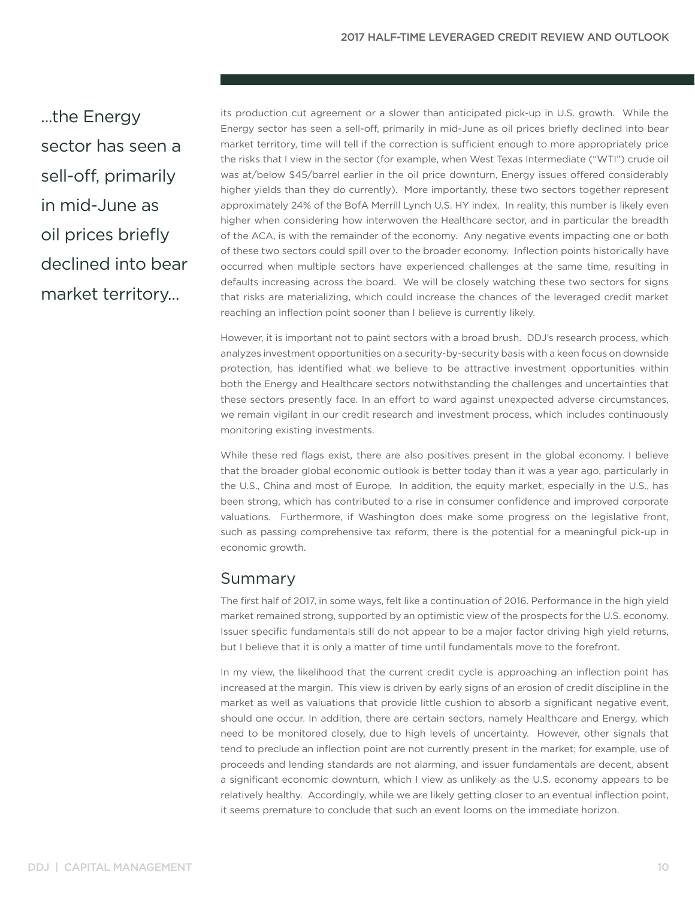> ...the Energy sector has seen a sell-off, primarily in mid-June as oil prices briefly declined into bear market territory...

its production cut agreement or a slower than anticipated pick-up in U.S. growth. While the Energy sector has seen a sell-off, primarily in mid-June as oil prices briefly declined into bear market territory, time will tell if the correction is sufficient enough to more appropriately price the risks that I view in the sector (for example, when West Texas Intermediate ("WTI") crude oil was at/below $45/barrel earlier in the oil price downturn, Energy issues offered considerably higher yields than they do currently). More importantly, these two sectors together represent approximately 24% of the BofA Merrill Lynch U.S. HY index. In reality, this number is likely even higher when considering how interwoven the Healthcare sector, and in particular the breadth of the ACA, is with the remainder of the economy. Any negative events impacting one or both of these two sectors could spill over to the broader economy. Inflection points historically have occurred when multiple sectors have experienced challenges at the same time, resulting in defaults increasing across the board. We will be closely watching these two sectors for signs that risks are materializing, which could increase the chances of the leveraged credit market reaching an inflection point sooner than I believe is currently likely.

However, it is important not to paint sectors with a broad brush. DDJ's research process, which analyzes investment opportunities on a security-by-security basis with a keen focus on downside protection, has identified what we believe to be attractive investment opportunities within both the Energy and Healthcare sectors notwithstanding the challenges and uncertainties that these sectors presently face. In an effort to ward against unexpected adverse circumstances, we remain vigilant in our credit research and investment process, which includes continuously monitoring existing investments.

While these red flags exist, there are also positives present in the global economy. I believe that the broader global economic outlook is better today than it was a year ago, particularly in the U.S., China and most of Europe. In addition, the equity market, especially in the U.S., has been strong, which has contributed to a rise in consumer confidence and improved corporate valuations. Furthermore, if Washington does make some progress on the legislative front, such as passing comprehensive tax reform, there is the potential for a meaningful pick-up in economic growth.

## Summary

The first half of 2017, in some ways, felt like a continuation of 2016. Performance in the high yield market remained strong, supported by an optimistic view of the prospects for the U.S. economy. Issuer specific fundamentals still do not appear to be a major factor driving high yield returns, but I believe that it is only a matter of time until fundamentals move to the forefront.

In my view, the likelihood that the current credit cycle is approaching an inflection point has increased at the margin. This view is driven by early signs of an erosion of credit discipline in the market as well as valuations that provide little cushion to absorb a significant negative event, should one occur. In addition, there are certain sectors, namely Healthcare and Energy, which need to be monitored closely, due to high levels of uncertainty. However, other signals that tend to preclude an inflection point are not currently present in the market; for example, use of proceeds and lending standards are not alarming, and issuer fundamentals are decent, absent a significant economic downturn, which I view as unlikely as the U.S. economy appears to be relatively healthy. Accordingly, while we are likely getting closer to an eventual inflection point, it seems premature to conclude that such an event looms on the immediate horizon.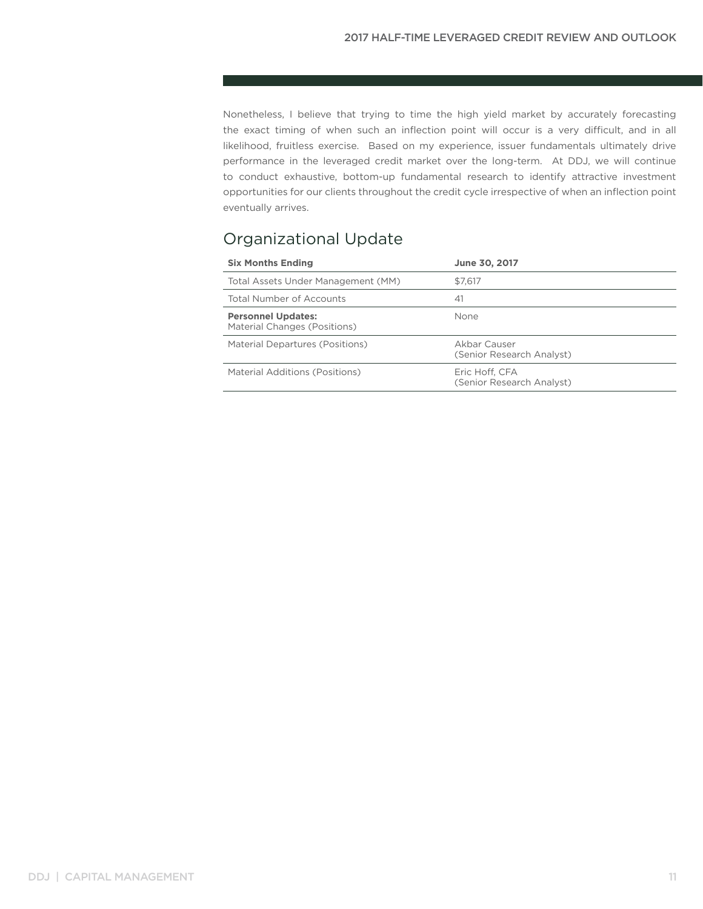Nonetheless, I believe that trying to time the high yield market by accurately forecasting the exact timing of when such an inflection point will occur is a very difficult, and in all likelihood, fruitless exercise. Based on my experience, issuer fundamentals ultimately drive performance in the leveraged credit market over the long-term. At DDJ, we will continue to conduct exhaustive, bottom-up fundamental research to identify attractive investment opportunities for our clients throughout the credit cycle irrespective of when an inflection point eventually arrives.

## Organizational Update

| **Six Months Ending** | **June 30, 2017** |
|---|---|
| Total Assets Under Management (MM) | $7,617 |
| Total Number of Accounts | 41 |
| **Personnel Updates:** Material Changes (Positions) | None |
| Material Departures (Positions) | Akbar Causer (Senior Research Analyst) |
| Material Additions (Positions) | Eric Hoff, CFA (Senior Research Analyst) |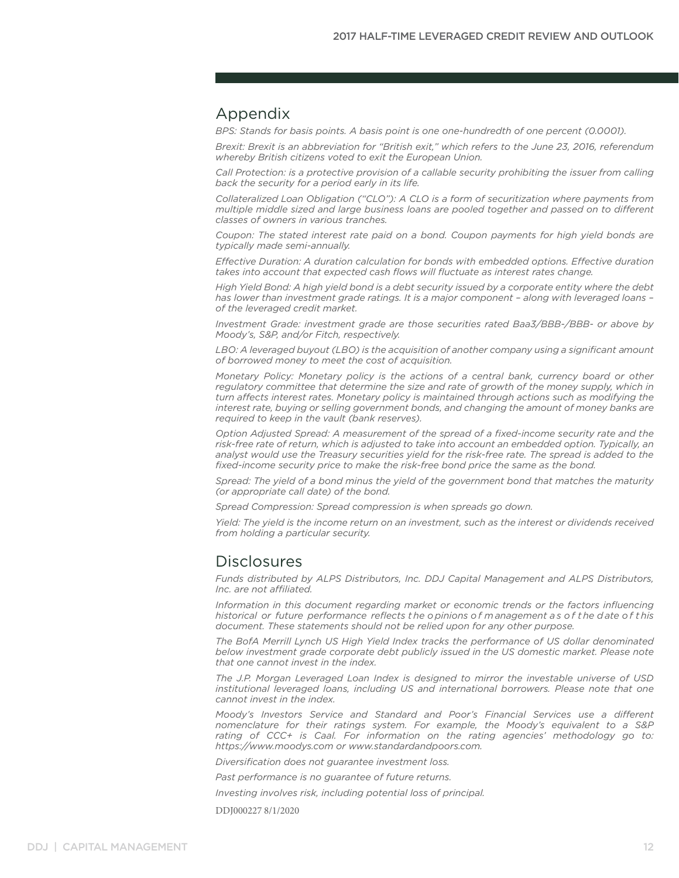## Appendix

*BPS: Stands for basis points. A basis point is one one-hundredth of one percent (0.0001).*

*Brexit: Brexit is an abbreviation for "British exit," which refers to the June 23, 2016, referendum whereby British citizens voted to exit the European Union.*

*Call Protection: is a protective provision of a callable security prohibiting the issuer from calling back the security for a period early in its life.*

*Collateralized Loan Obligation ("CLO"): A CLO is a form of securitization where payments from multiple middle sized and large business loans are pooled together and passed on to different classes of owners in various tranches.*

*Coupon: The stated interest rate paid on a bond. Coupon payments for high yield bonds are typically made semi-annually.*

*Effective Duration: A duration calculation for bonds with embedded options. Effective duration takes into account that expected cash flows will fluctuate as interest rates change.*

*High Yield Bond: A high yield bond is a debt security issued by a corporate entity where the debt has lower than investment grade ratings. It is a major component – along with leveraged loans – of the leveraged credit market.*

*Investment Grade: investment grade are those securities rated Baa3/BBB-/BBB- or above by Moody's, S&P, and/or Fitch, respectively.*

*LBO: A leveraged buyout (LBO) is the acquisition of another company using a significant amount of borrowed money to meet the cost of acquisition.*

*Monetary Policy: Monetary policy is the actions of a central bank, currency board or other regulatory committee that determine the size and rate of growth of the money supply, which in turn affects interest rates. Monetary policy is maintained through actions such as modifying the interest rate, buying or selling government bonds, and changing the amount of money banks are required to keep in the vault (bank reserves).*

*Option Adjusted Spread: A measurement of the spread of a fixed-income security rate and the risk-free rate of return, which is adjusted to take into account an embedded option. Typically, an analyst would use the Treasury securities yield for the risk-free rate. The spread is added to the fixed-income security price to make the risk-free bond price the same as the bond.*

*Spread: The yield of a bond minus the yield of the government bond that matches the maturity (or appropriate call date) of the bond.*

*Spread Compression: Spread compression is when spreads go down.*

*Yield: The yield is the income return on an investment, such as the interest or dividends received from holding a particular security.*

## Disclosures

*Funds distributed by ALPS Distributors, Inc. DDJ Capital Management and ALPS Distributors, Inc. are not affiliated.*

*Information in this document regarding market or economic trends or the factors influencing historical or future performance reflects the opinions of management as of the date of this document. These statements should not be relied upon for any other purpose.*

*The BofA Merrill Lynch US High Yield Index tracks the performance of US dollar denominated below investment grade corporate debt publicly issued in the US domestic market. Please note that one cannot invest in the index.*

*The J.P. Morgan Leveraged Loan Index is designed to mirror the investable universe of USD institutional leveraged loans, including US and international borrowers. Please note that one cannot invest in the index.*

*Moody's Investors Service and Standard and Poor's Financial Services use a different nomenclature for their ratings system. For example, the Moody's equivalent to a S&P rating of CCC+ is Caa1. For information on the rating agencies' methodology go to: https://www.moodys.com or www.standardandpoors.com.*

*Diversification does not guarantee investment loss.*

*Past performance is no guarantee of future returns.*

*Investing involves risk, including potential loss of principal.*

DDJ000227 8/1/2020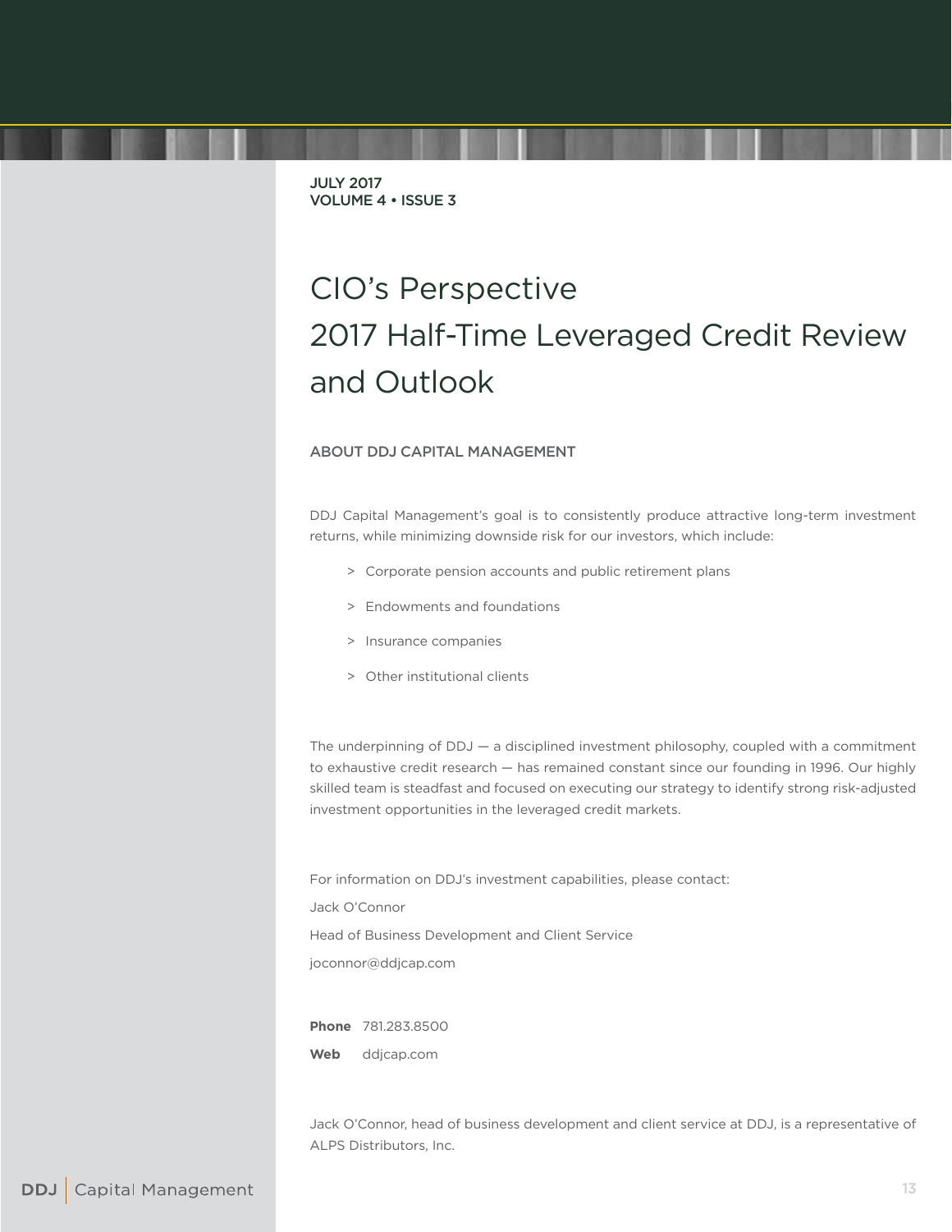JULY 2017
VOLUME 4 • ISSUE 3

# CIO's Perspective 2017 Half-Time Leveraged Credit Review and Outlook

## ABOUT DDJ CAPITAL MANAGEMENT

DDJ Capital Management's goal is to consistently produce attractive long-term investment returns, while minimizing downside risk for our investors, which include:

- Corporate pension accounts and public retirement plans
- Endowments and foundations
- Insurance companies
- Other institutional clients

The underpinning of DDJ — a disciplined investment philosophy, coupled with a commitment to exhaustive credit research — has remained constant since our founding in 1996. Our highly skilled team is steadfast and focused on executing our strategy to identify strong risk-adjusted investment opportunities in the leveraged credit markets.

For information on DDJ's investment capabilities, please contact:

Jack O'Connor

Head of Business Development and Client Service

joconnor@ddjcap.com

**Phone** 781.283.8500

**Web** ddjcap.com

Jack O'Connor, head of business development and client service at DDJ, is a representative of ALPS Distributors, Inc.